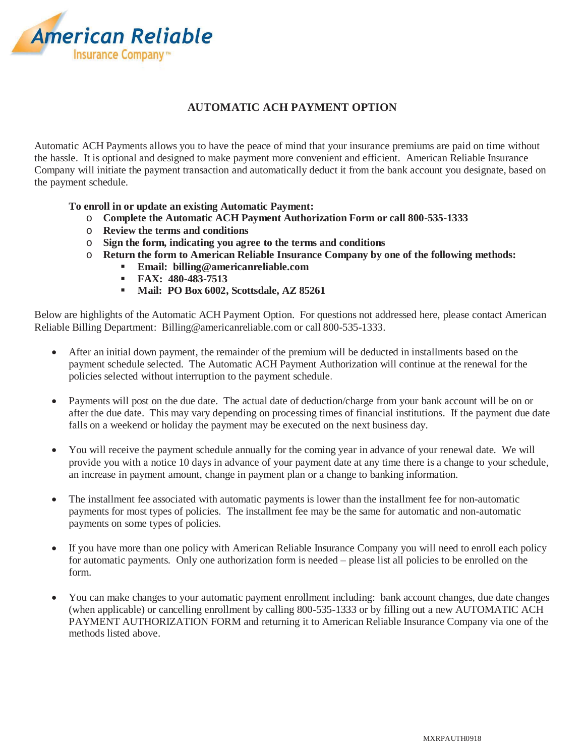American Reliable
Insurance Company™

# AUTOMATIC ACH PAYMENT OPTION

Automatic ACH Payments allows you to have the peace of mind that your insurance premiums are paid on time without the hassle. It is optional and designed to make payment more convenient and efficient. American Reliable Insurance Company will initiate the payment transaction and automatically deduct it from the bank account you designate, based on the payment schedule.

**To enroll in or update an existing Automatic Payment:**

- **Complete the Automatic ACH Payment Authorization Form or call 800-535-1333**
- **Review the terms and conditions**
- **Sign the form, indicating you agree to the terms and conditions**
- **Return the form to American Reliable Insurance Company by one of the following methods:**
  - **Email: billing@americanreliable.com**
  - **FAX: 480-483-7513**
  - **Mail: PO Box 6002, Scottsdale, AZ 85261**

Below are highlights of the Automatic ACH Payment Option. For questions not addressed here, please contact American Reliable Billing Department: Billing@americanreliable.com or call 800-535-1333.

- After an initial down payment, the remainder of the premium will be deducted in installments based on the payment schedule selected. The Automatic ACH Payment Authorization will continue at the renewal for the policies selected without interruption to the payment schedule.

- Payments will post on the due date. The actual date of deduction/charge from your bank account will be on or after the due date. This may vary depending on processing times of financial institutions. If the payment due date falls on a weekend or holiday the payment may be executed on the next business day.

- You will receive the payment schedule annually for the coming year in advance of your renewal date. We will provide you with a notice 10 days in advance of your payment date at any time there is a change to your schedule, an increase in payment amount, change in payment plan or a change to banking information.

- The installment fee associated with automatic payments is lower than the installment fee for non-automatic payments for most types of policies. The installment fee may be the same for automatic and non-automatic payments on some types of policies.

- If you have more than one policy with American Reliable Insurance Company you will need to enroll each policy for automatic payments. Only one authorization form is needed – please list all policies to be enrolled on the form.

- You can make changes to your automatic payment enrollment including: bank account changes, due date changes (when applicable) or cancelling enrollment by calling 800-535-1333 or by filling out a new AUTOMATIC ACH PAYMENT AUTHORIZATION FORM and returning it to American Reliable Insurance Company via one of the methods listed above.

MXRPAUTH0918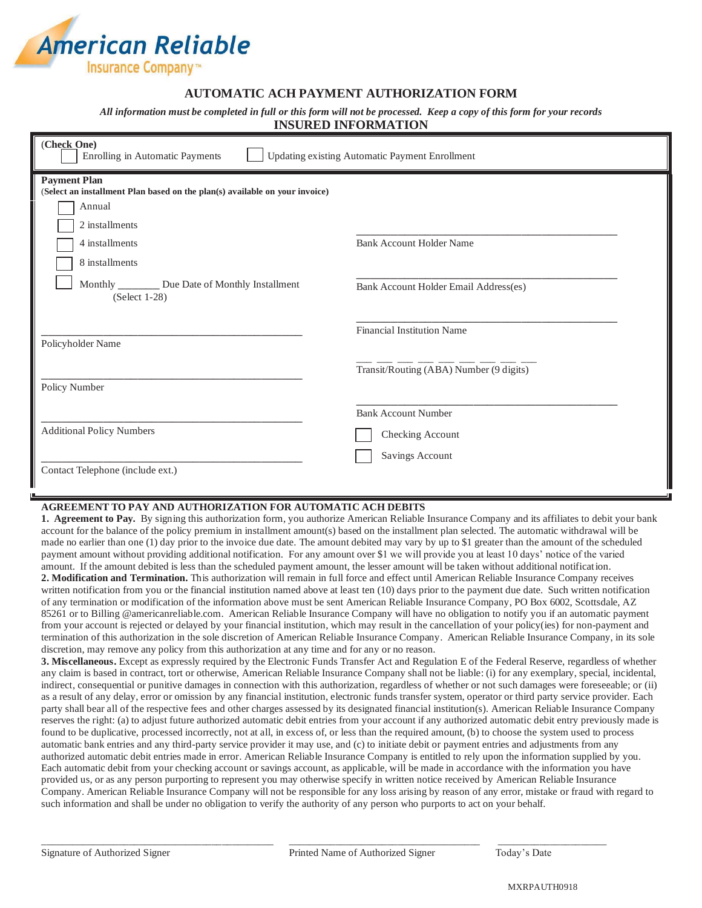American Reliable
Insurance Company™

# AUTOMATIC ACH PAYMENT AUTHORIZATION FORM

*All information must be completed in full or this form will not be processed. Keep a copy of this form for your records*

## INSURED INFORMATION

**(Check One)**

☐ Enrolling in Automatic Payments ☐ Updating existing Automatic Payment Enrollment

**Payment Plan**
**(Select an installment Plan based on the plan(s) available on your invoice)**

☐ Annual

☐ 2 installments

☐ 4 installments

☐ 8 installments

☐ Monthly ________ Due Date of Monthly Installment
(Select 1-28)

______________________________________________
Policyholder Name

______________________________________________
Policy Number

______________________________________________
Additional Policy Numbers

______________________________________________
Contact Telephone (include ext.)

______________________________________________
Bank Account Holder Name

______________________________________________
Bank Account Holder Email Address(es)

______________________________________________
Financial Institution Name

___ ___ ___ ___ ___ ___ ___ ___ ___
Transit/Routing (ABA) Number (9 digits)

______________________________________________
Bank Account Number

☐ Checking Account

☐ Savings Account

**AGREEMENT TO PAY AND AUTHORIZATION FOR AUTOMATIC ACH DEBITS**

**1. Agreement to Pay.** By signing this authorization form, you authorize American Reliable Insurance Company and its affiliates to debit your bank account for the balance of the policy premium in installment amount(s) based on the installment plan selected. The automatic withdrawal will be made no earlier than one (1) day prior to the invoice due date. The amount debited may vary by up to $1 greater than the amount of the scheduled payment amount without providing additional notification. For any amount over $1 we will provide you at least 10 days' notice of the varied amount. If the amount debited is less than the scheduled payment amount, the lesser amount will be taken without additional notification.

**2. Modification and Termination.** This authorization will remain in full force and effect until American Reliable Insurance Company receives written notification from you or the financial institution named above at least ten (10) days prior to the payment due date. Such written notification of any termination or modification of the information above must be sent American Reliable Insurance Company, PO Box 6002, Scottsdale, AZ 85261 or to Billing @americanreliable.com. American Reliable Insurance Company will have no obligation to notify you if an automatic payment from your account is rejected or delayed by your financial institution, which may result in the cancellation of your policy(ies) for non-payment and termination of this authorization in the sole discretion of American Reliable Insurance Company. American Reliable Insurance Company, in its sole discretion, may remove any policy from this authorization at any time and for any or no reason.

**3. Miscellaneous.** Except as expressly required by the Electronic Funds Transfer Act and Regulation E of the Federal Reserve, regardless of whether any claim is based in contract, tort or otherwise, American Reliable Insurance Company shall not be liable: (i) for any exemplary, special, incidental, indirect, consequential or punitive damages in connection with this authorization, regardless of whether or not such damages were foreseeable; or (ii) as a result of any delay, error or omission by any financial institution, electronic funds transfer system, operator or third party service provider. Each party shall bear all of the respective fees and other charges assessed by its designated financial institution(s). American Reliable Insurance Company reserves the right: (a) to adjust future authorized automatic debit entries from your account if any authorized automatic debit entry previously made is found to be duplicative, processed incorrectly, not at all, in excess of, or less than the required amount, (b) to choose the system used to process automatic bank entries and any third-party service provider it may use, and (c) to initiate debit or payment entries and adjustments from any authorized automatic debit entries made in error. American Reliable Insurance Company is entitled to rely upon the information supplied by you. Each automatic debit from your checking account or savings account, as applicable, will be made in accordance with the information you have provided us, or as any person purporting to represent you may otherwise specify in written notice received by American Reliable Insurance Company. American Reliable Insurance Company will not be responsible for any loss arising by reason of any error, mistake or fraud with regard to such information and shall be under no obligation to verify the authority of any person who purports to act on your behalf.

______________________________ ______________________________ ____________________
Signature of Authorized Signer    Printed Name of Authorized Signer    Today's Date

MXRPAUTH0918